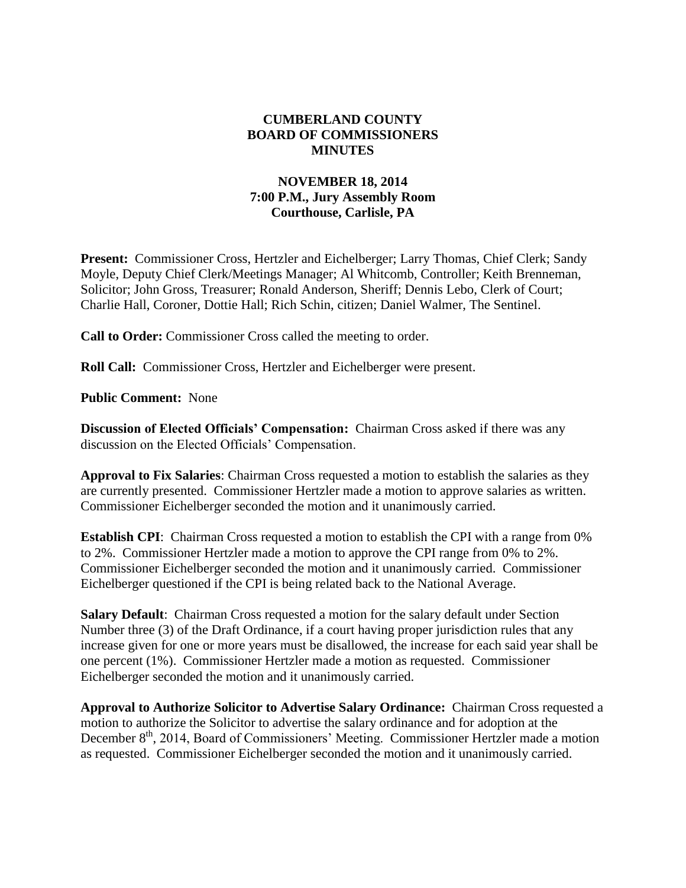# CUMBERLAND COUNTY
# BOARD OF COMMISSIONERS
# MINUTES

## NOVEMBER 18, 2014
## 7:00 P.M., Jury Assembly Room
## Courthouse, Carlisle, PA

**Present:** Commissioner Cross, Hertzler and Eichelberger; Larry Thomas, Chief Clerk; Sandy Moyle, Deputy Chief Clerk/Meetings Manager; Al Whitcomb, Controller; Keith Brenneman, Solicitor; John Gross, Treasurer; Ronald Anderson, Sheriff; Dennis Lebo, Clerk of Court; Charlie Hall, Coroner, Dottie Hall; Rich Schin, citizen; Daniel Walmer, The Sentinel.

**Call to Order:** Commissioner Cross called the meeting to order.

**Roll Call:** Commissioner Cross, Hertzler and Eichelberger were present.

**Public Comment:** None

**Discussion of Elected Officials' Compensation:** Chairman Cross asked if there was any discussion on the Elected Officials' Compensation.

**Approval to Fix Salaries**: Chairman Cross requested a motion to establish the salaries as they are currently presented. Commissioner Hertzler made a motion to approve salaries as written. Commissioner Eichelberger seconded the motion and it unanimously carried.

**Establish CPI**: Chairman Cross requested a motion to establish the CPI with a range from 0% to 2%. Commissioner Hertzler made a motion to approve the CPI range from 0% to 2%. Commissioner Eichelberger seconded the motion and it unanimously carried. Commissioner Eichelberger questioned if the CPI is being related back to the National Average.

**Salary Default**: Chairman Cross requested a motion for the salary default under Section Number three (3) of the Draft Ordinance, if a court having proper jurisdiction rules that any increase given for one or more years must be disallowed, the increase for each said year shall be one percent (1%). Commissioner Hertzler made a motion as requested. Commissioner Eichelberger seconded the motion and it unanimously carried.

**Approval to Authorize Solicitor to Advertise Salary Ordinance:** Chairman Cross requested a motion to authorize the Solicitor to advertise the salary ordinance and for adoption at the December 8th, 2014, Board of Commissioners' Meeting. Commissioner Hertzler made a motion as requested. Commissioner Eichelberger seconded the motion and it unanimously carried.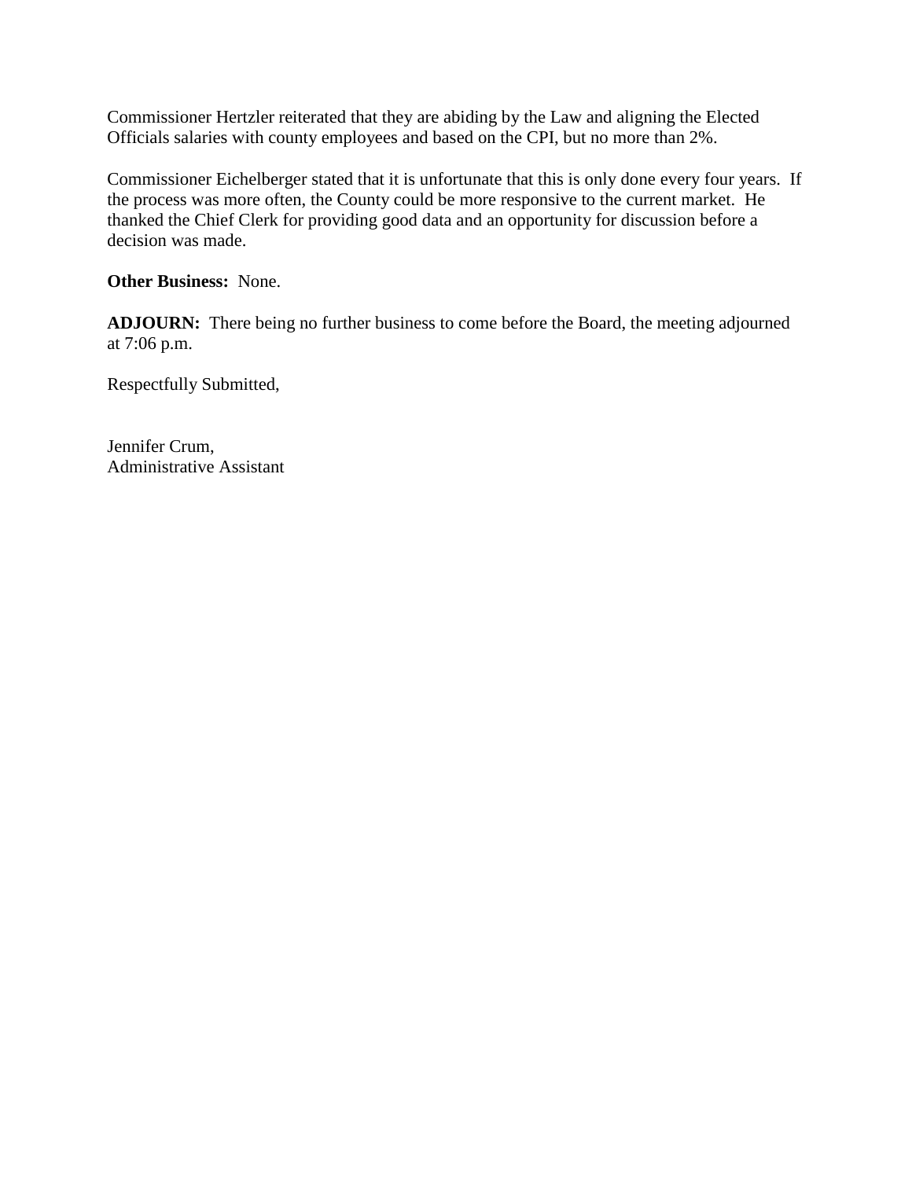Commissioner Hertzler reiterated that they are abiding by the Law and aligning the Elected Officials salaries with county employees and based on the CPI, but no more than 2%.

Commissioner Eichelberger stated that it is unfortunate that this is only done every four years. If the process was more often, the County could be more responsive to the current market. He thanked the Chief Clerk for providing good data and an opportunity for discussion before a decision was made.

**Other Business:** None.

**ADJOURN:** There being no further business to come before the Board, the meeting adjourned at 7:06 p.m.

Respectfully Submitted,

Jennifer Crum,
Administrative Assistant